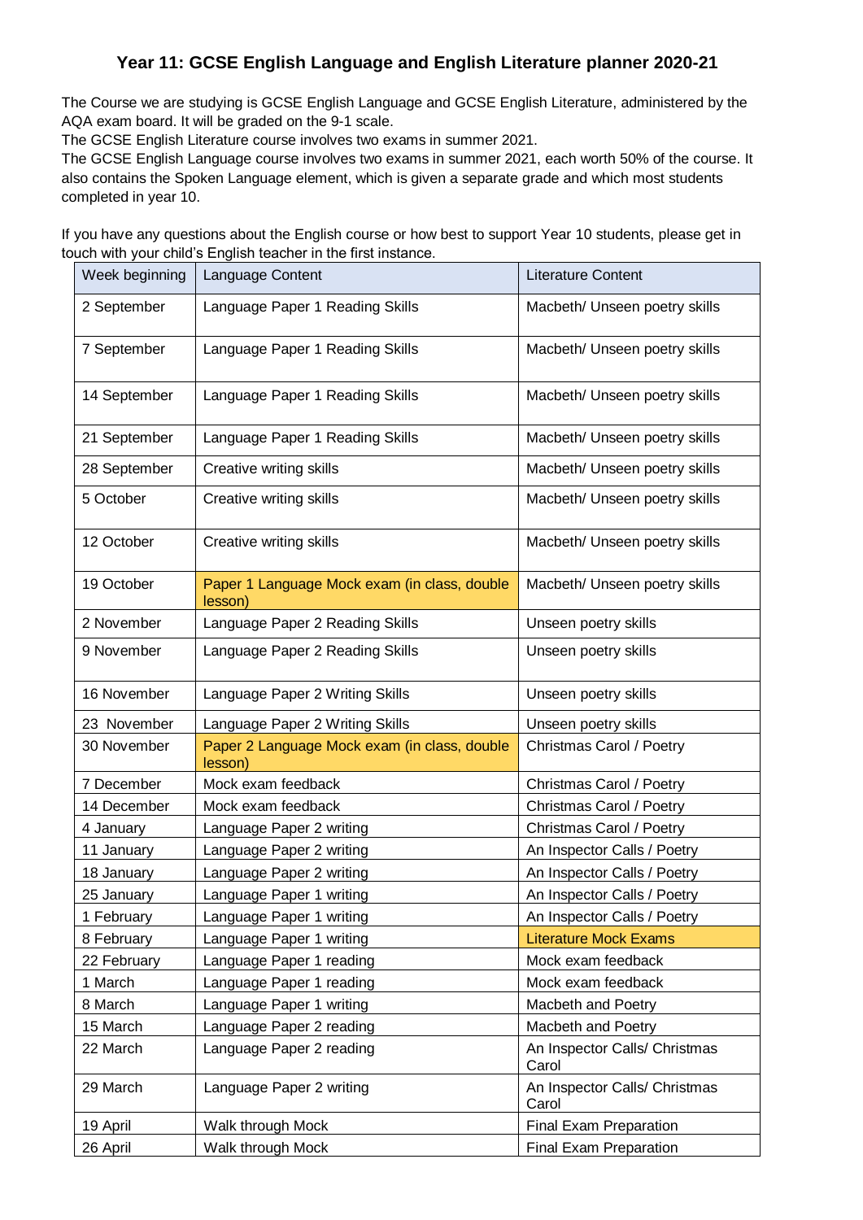# Year 11: GCSE English Language and English Literature planner 2020-21

The Course we are studying is GCSE English Language and GCSE English Literature, administered by the AQA exam board. It will be graded on the 9-1 scale.
The GCSE English Literature course involves two exams in summer 2021.
The GCSE English Language course involves two exams in summer 2021, each worth 50% of the course. It also contains the Spoken Language element, which is given a separate grade and which most students completed in year 10.

If you have any questions about the English course or how best to support Year 10 students, please get in touch with your child's English teacher in the first instance.

| Week beginning | Language Content | Literature Content |
|---|---|---|
| 2 September | Language Paper 1 Reading Skills | Macbeth/ Unseen poetry skills |
| 7 September | Language Paper 1 Reading Skills | Macbeth/ Unseen poetry skills |
| 14 September | Language Paper 1 Reading Skills | Macbeth/ Unseen poetry skills |
| 21 September | Language Paper 1 Reading Skills | Macbeth/ Unseen poetry skills |
| 28 September | Creative writing skills | Macbeth/ Unseen poetry skills |
| 5 October | Creative writing skills | Macbeth/ Unseen poetry skills |
| 12 October | Creative writing skills | Macbeth/ Unseen poetry skills |
| 19 October | Paper 1 Language Mock exam (in class, double lesson) | Macbeth/ Unseen poetry skills |
| 2 November | Language Paper 2 Reading Skills | Unseen poetry skills |
| 9 November | Language Paper 2 Reading Skills | Unseen poetry skills |
| 16 November | Language Paper 2 Writing Skills | Unseen poetry skills |
| 23 November | Language Paper 2 Writing Skills | Unseen poetry skills |
| 30 November | Paper 2 Language Mock exam (in class, double lesson) | Christmas Carol / Poetry |
| 7 December | Mock exam feedback | Christmas Carol / Poetry |
| 14 December | Mock exam feedback | Christmas Carol / Poetry |
| 4 January | Language Paper 2 writing | Christmas Carol / Poetry |
| 11 January | Language Paper 2 writing | An Inspector Calls / Poetry |
| 18 January | Language Paper 2 writing | An Inspector Calls / Poetry |
| 25 January | Language Paper 1 writing | An Inspector Calls / Poetry |
| 1 February | Language Paper 1 writing | An Inspector Calls / Poetry |
| 8 February | Language Paper 1 writing | Literature Mock Exams |
| 22 February | Language Paper 1 reading | Mock exam feedback |
| 1 March | Language Paper 1 reading | Mock exam feedback |
| 8 March | Language Paper 1 writing | Macbeth and Poetry |
| 15 March | Language Paper 2 reading | Macbeth and Poetry |
| 22 March | Language Paper 2 reading | An Inspector Calls/ Christmas Carol |
| 29 March | Language Paper 2 writing | An Inspector Calls/ Christmas Carol |
| 19 April | Walk through Mock | Final Exam Preparation |
| 26 April | Walk through Mock | Final Exam Preparation |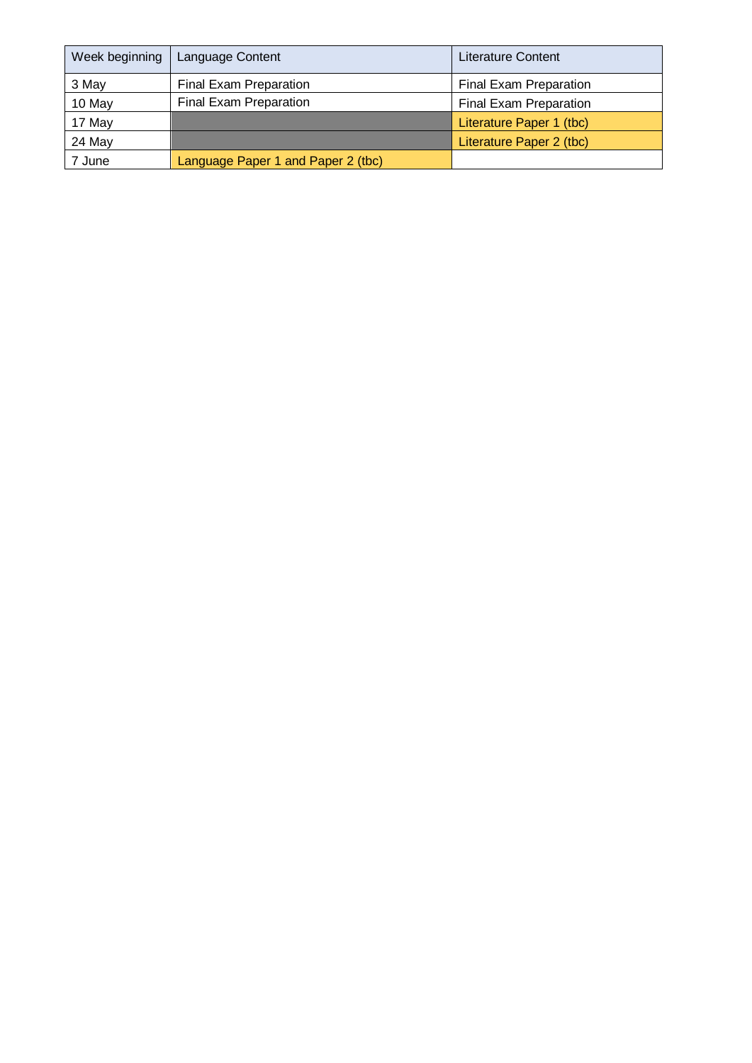| Week beginning | Language Content | Literature Content |
| --- | --- | --- |
| 3 May | Final Exam Preparation | Final Exam Preparation |
| 10 May | Final Exam Preparation | Final Exam Preparation |
| 17 May | | Literature Paper 1 (tbc) |
| 24 May | | Literature Paper 2 (tbc) |
| 7 June | Language Paper 1 and Paper 2 (tbc) | |